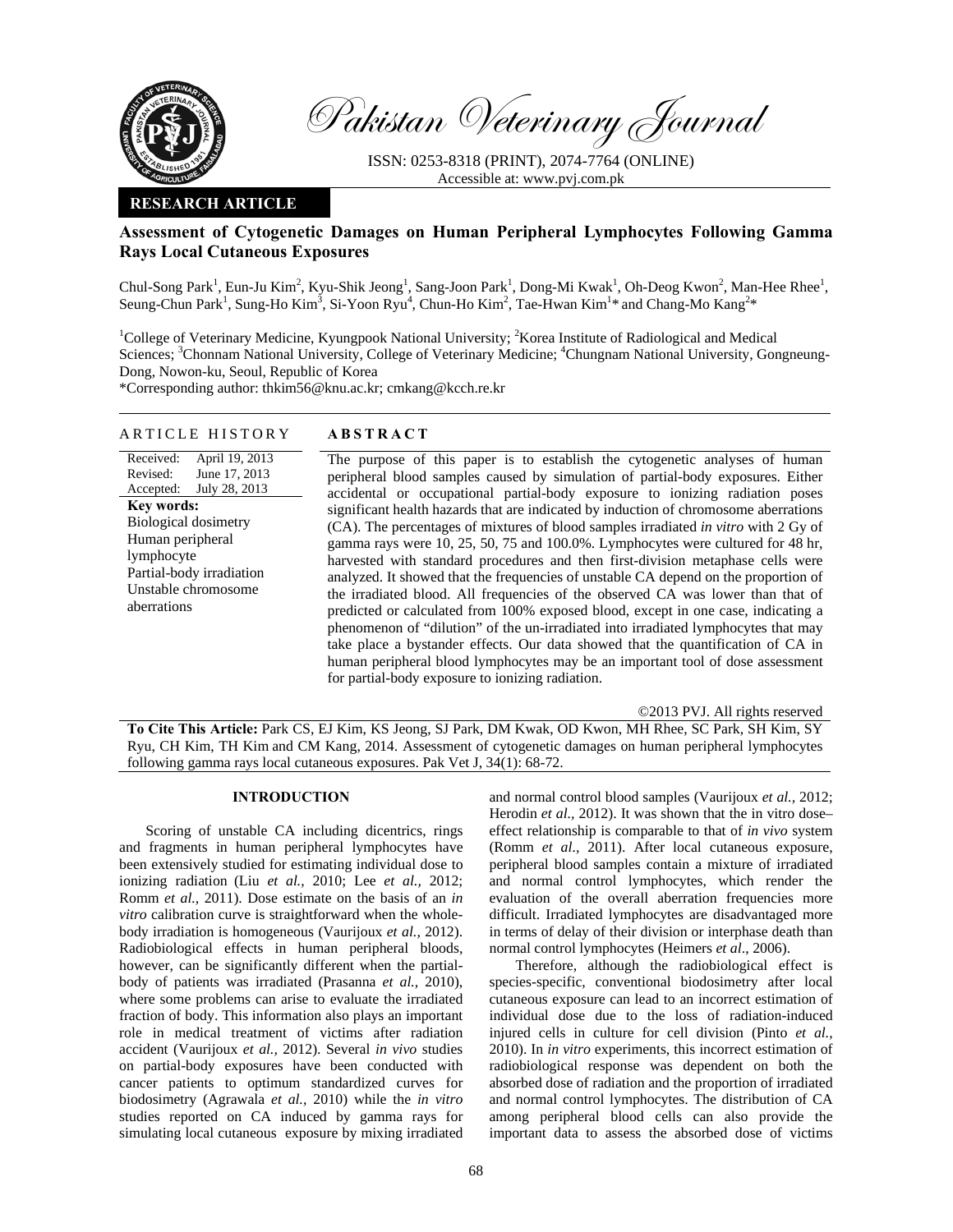# Assessment of Cytogenetic Damages on Human Peripheral Lymphocytes Following Gamma Rays Local Cutaneous Exposures

Chul-Song Park[1], Eun-Ju Kim[2], Kyu-Shik Jeong[1], Sang-Joon Park[1], Dong-Mi Kwak[1], Oh-Deog Kwon[2], Man-Hee Rhee[1], Seung-Chun Park[1], Sung-Ho Kim[3], Si-Yoon Ryu[4], Chun-Ho Kim[2], Tae-Hwan Kim[1]* and Chang-Mo Kang[2]*

[1]College of Veterinary Medicine, Kyungpook National University; [2]Korea Institute of Radiological and Medical Sciences; [3]Chonnam National University, College of Veterinary Medicine; [4]Chungnam National University, Gongneung-Dong, Nowon-ku, Seoul, Republic of Korea

*Corresponding author: thkim56@knu.ac.kr; cmkang@kcch.re.kr

**RESEARCH ARTICLE**

## ARTICLE HISTORY

Received: April 19, 2013
Revised: June 17, 2013
Accepted: July 28, 2013

**Key words:**
Biological dosimetry
Human peripheral lymphocyte
Partial-body irradiation
Unstable chromosome aberrations

## ABSTRACT

The purpose of this paper is to establish the cytogenetic analyses of human peripheral blood samples caused by simulation of partial-body exposures. Either accidental or occupational partial-body exposure to ionizing radiation poses significant health hazards that are indicated by induction of chromosome aberrations (CA). The percentages of mixtures of blood samples irradiated *in vitro* with 2 Gy of gamma rays were 10, 25, 50, 75 and 100.0%. Lymphocytes were cultured for 48 hr, harvested with standard procedures and then first-division metaphase cells were analyzed. It showed that the frequencies of unstable CA depend on the proportion of the irradiated blood. All frequencies of the observed CA was lower than that of predicted or calculated from 100% exposed blood, except in one case, indicating a phenomenon of "dilution" of the un-irradiated into irradiated lymphocytes that may take place a bystander effects. Our data showed that the quantification of CA in human peripheral blood lymphocytes may be an important tool of dose assessment for partial-body exposure to ionizing radiation.

©2013 PVJ. All rights reserved

**To Cite This Article:** Park CS, EJ Kim, KS Jeong, SJ Park, DM Kwak, OD Kwon, MH Rhee, SC Park, SH Kim, SY Ryu, CH Kim, TH Kim and CM Kang, 2014. Assessment of cytogenetic damages on human peripheral lymphocytes following gamma rays local cutaneous exposures. Pak Vet J, 34(1): 68-72.

## INTRODUCTION

Scoring of unstable CA including dicentrics, rings and fragments in human peripheral lymphocytes have been extensively studied for estimating individual dose to ionizing radiation (Liu *et al.,* 2010; Lee *et al.,* 2012; Romm *et al.,* 2011). Dose estimate on the basis of an *in vitro* calibration curve is straightforward when the whole-body irradiation is homogeneous (Vaurijoux *et al.,* 2012). Radiobiological effects in human peripheral bloods, however, can be significantly different when the partial-body of patients was irradiated (Prasanna *et al.,* 2010), where some problems can arise to evaluate the irradiated fraction of body. This information also plays an important role in medical treatment of victims after radiation accident (Vaurijoux *et al.,* 2012). Several *in vivo* studies on partial-body exposures have been conducted with cancer patients to optimum standardized curves for biodosimetry (Agrawala *et al.,* 2010) while the *in vitro* studies reported on CA induced by gamma rays for simulating local cutaneous exposure by mixing irradiated and normal control blood samples (Vaurijoux *et al.,* 2012; Herodin *et al.,* 2012). It was shown that the in vitro dose–effect relationship is comparable to that of *in vivo* system (Romm *et al.,* 2011). After local cutaneous exposure, peripheral blood samples contain a mixture of irradiated and normal control lymphocytes, which render the evaluation of the overall aberration frequencies more difficult. Irradiated lymphocytes are disadvantaged more in terms of delay of their division or interphase death than normal control lymphocytes (Heimers *et al.,* 2006).

Therefore, although the radiobiological effect is species-specific, conventional biodosimetry after local cutaneous exposure can lead to an incorrect estimation of individual dose due to the loss of radiation-induced injured cells in culture for cell division (Pinto *et al.,* 2010). In *in vitro* experiments, this incorrect estimation of radiobiological response was dependent on both the absorbed dose of radiation and the proportion of irradiated and normal control lymphocytes. The distribution of CA among peripheral blood cells can also provide the important data to assess the absorbed dose of victims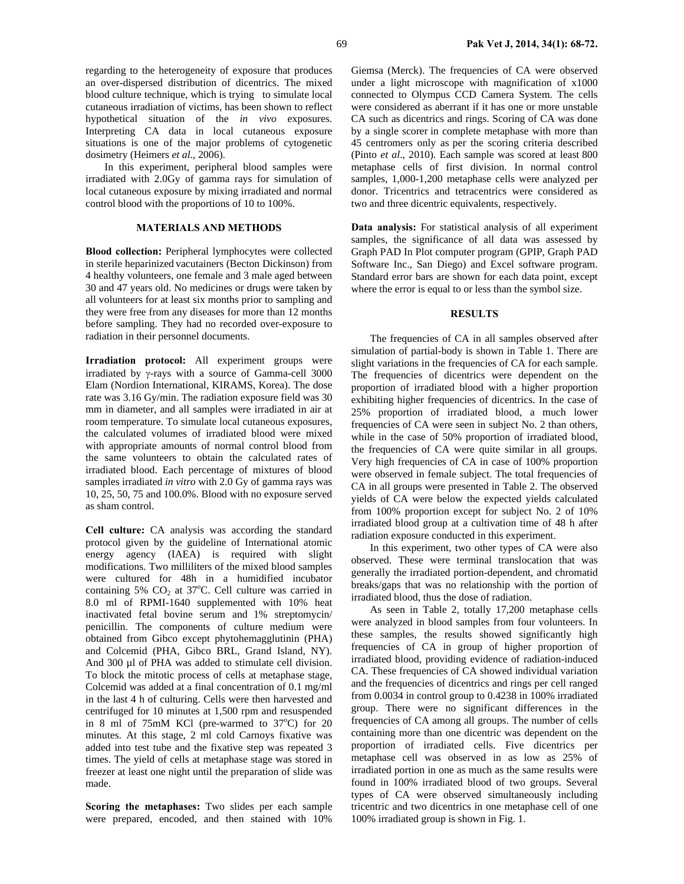regarding to the heterogeneity of exposure that produces an over-dispersed distribution of dicentrics. The mixed blood culture technique, which is trying to simulate local cutaneous irradiation of victims, has been shown to reflect hypothetical situation of the *in vivo* exposures. Interpreting CA data in local cutaneous exposure situations is one of the major problems of cytogenetic dosimetry (Heimers *et al.,* 2006).

In this experiment, peripheral blood samples were irradiated with 2.0Gy of gamma rays for simulation of local cutaneous exposure by mixing irradiated and normal control blood with the proportions of 10 to 100%.

## MATERIALS AND METHODS

**Blood collection:** Peripheral lymphocytes were collected in sterile heparinized vacutainers (Becton Dickinson) from 4 healthy volunteers, one female and 3 male aged between 30 and 47 years old. No medicines or drugs were taken by all volunteers for at least six months prior to sampling and they were free from any diseases for more than 12 months before sampling. They had no recorded over-exposure to radiation in their personnel documents.

**Irradiation protocol:** All experiment groups were irradiated by γ-rays with a source of Gamma-cell 3000 Elam (Nordion International, KIRAMS, Korea). The dose rate was 3.16 Gy/min. The radiation exposure field was 30 mm in diameter, and all samples were irradiated in air at room temperature. To simulate local cutaneous exposures, the calculated volumes of irradiated blood were mixed with appropriate amounts of normal control blood from the same volunteers to obtain the calculated rates of irradiated blood. Each percentage of mixtures of blood samples irradiated *in vitro* with 2.0 Gy of gamma rays was 10, 25, 50, 75 and 100.0%. Blood with no exposure served as sham control.

**Cell culture:** CA analysis was according the standard protocol given by the guideline of International atomic energy agency (IAEA) is required with slight modifications. Two milliliters of the mixed blood samples were cultured for 48h in a humidified incubator containing 5% $CO_2$ at 37°C. Cell culture was carried in 8.0 ml of RPMI-1640 supplemented with 10% heat inactivated fetal bovine serum and 1% streptomycin/penicillin. The components of culture medium were obtained from Gibco except phytohemagglutinin (PHA) and Colcemid (PHA, Gibco BRL, Grand Island, NY). And 300 µl of PHA was added to stimulate cell division. To block the mitotic process of cells at metaphase stage, Colcemid was added at a final concentration of 0.1 mg/ml in the last 4 h of culturing. Cells were then harvested and centrifuged for 10 minutes at 1,500 rpm and resuspended in 8 ml of 75mM KCl (pre-warmed to 37°C) for 20 minutes. At this stage, 2 ml cold Carnoys fixative was added into test tube and the fixative step was repeated 3 times. The yield of cells at metaphase stage was stored in freezer at least one night until the preparation of slide was made.

**Scoring the metaphases:** Two slides per each sample were prepared, encoded, and then stained with 10% Giemsa (Merck). The frequencies of CA were observed under a light microscope with magnification of x1000 connected to Olympus CCD Camera System. The cells were considered as aberrant if it has one or more unstable CA such as dicentrics and rings. Scoring of CA was done by a single scorer in complete metaphase with more than 45 centromers only as per the scoring criteria described (Pinto *et al*., 2010). Each sample was scored at least 800 metaphase cells of first division. In normal control samples, 1,000-1,200 metaphase cells were analyzed per donor. Tricentrics and tetracentrics were considered as two and three dicentric equivalents, respectively.

**Data analysis:** For statistical analysis of all experiment samples, the significance of all data was assessed by Graph PAD In Plot computer program (GPIP, Graph PAD Software Inc., San Diego) and Excel software program. Standard error bars are shown for each data point, except where the error is equal to or less than the symbol size.

## RESULTS

The frequencies of CA in all samples observed after simulation of partial-body is shown in Table 1. There are slight variations in the frequencies of CA for each sample. The frequencies of dicentrics were dependent on the proportion of irradiated blood with a higher proportion exhibiting higher frequencies of dicentrics. In the case of 25% proportion of irradiated blood, a much lower frequencies of CA were seen in subject No. 2 than others, while in the case of 50% proportion of irradiated blood, the frequencies of CA were quite similar in all groups. Very high frequencies of CA in case of 100% proportion were observed in female subject. The total frequencies of CA in all groups were presented in Table 2. The observed yields of CA were below the expected yields calculated from 100% proportion except for subject No. 2 of 10% irradiated blood group at a cultivation time of 48 h after radiation exposure conducted in this experiment.

In this experiment, two other types of CA were also observed. These were terminal translocation that was generally the irradiated portion-dependent, and chromatid breaks/gaps that was no relationship with the portion of irradiated blood, thus the dose of radiation.

As seen in Table 2, totally 17,200 metaphase cells were analyzed in blood samples from four volunteers. In these samples, the results showed significantly high frequencies of CA in group of higher proportion of irradiated blood, providing evidence of radiation-induced CA. These frequencies of CA showed individual variation and the frequencies of dicentrics and rings per cell ranged from 0.0034 in control group to 0.4238 in 100% irradiated group. There were no significant differences in the frequencies of CA among all groups. The number of cells containing more than one dicentric was dependent on the proportion of irradiated cells. Five dicentrics per metaphase cell was observed in as low as 25% of irradiated portion in one as much as the same results were found in 100% irradiated blood of two groups. Several types of CA were observed simultaneously including tricentric and two dicentrics in one metaphase cell of one 100% irradiated group is shown in Fig. 1.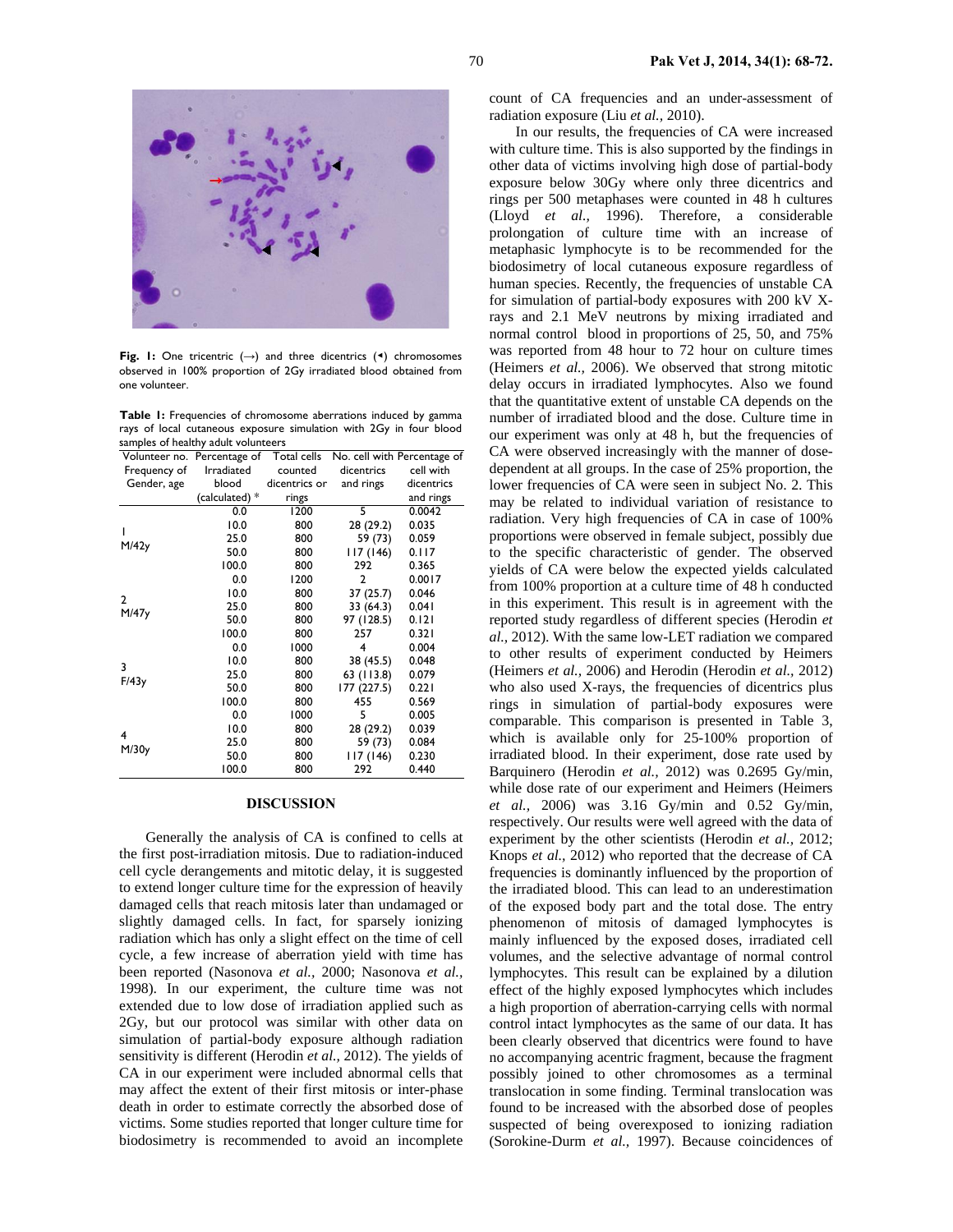Fig. 1: One tricentric (→) and three dicentrics (◂) chromosomes observed in 100% proportion of 2Gy irradiated blood obtained from one volunteer.

**Table 1:** Frequencies of chromosome aberrations induced by gamma rays of local cutaneous exposure simulation with 2Gy in four blood samples of healthy adult volunteers

| Volunteer no. Frequency of Gender, age | Percentage of Irradiated blood (calculated) * | Total cells counted dicentrics or rings | No. cell with dicentrics and rings | Percentage of cell with dicentrics and rings |
|---|---|---|---|---|
| 1 M/42y | 0.0 | 1200 | 5 | 0.0042 |
| | 10.0 | 800 | 28 (29.2) | 0.035 |
| | 25.0 | 800 | 59 (73) | 0.059 |
| | 50.0 | 800 | 117 (146) | 0.117 |
| | 100.0 | 800 | 292 | 0.365 |
| 2 M/47y | 0.0 | 1200 | 2 | 0.0017 |
| | 10.0 | 800 | 37 (25.7) | 0.046 |
| | 25.0 | 800 | 33 (64.3) | 0.041 |
| | 50.0 | 800 | 97 (128.5) | 0.121 |
| | 100.0 | 800 | 257 | 0.321 |
| 3 F/43y | 0.0 | 1000 | 4 | 0.004 |
| | 10.0 | 800 | 38 (45.5) | 0.048 |
| | 25.0 | 800 | 63 (113.8) | 0.079 |
| | 50.0 | 800 | 177 (227.5) | 0.221 |
| | 100.0 | 800 | 455 | 0.569 |
| 4 M/30y | 0.0 | 1000 | 5 | 0.005 |
| | 10.0 | 800 | 28 (29.2) | 0.039 |
| | 25.0 | 800 | 59 (73) | 0.084 |
| | 50.0 | 800 | 117 (146) | 0.230 |
| | 100.0 | 800 | 292 | 0.440 |

## DISCUSSION

Generally the analysis of CA is confined to cells at the first post-irradiation mitosis. Due to radiation-induced cell cycle derangements and mitotic delay, it is suggested to extend longer culture time for the expression of heavily damaged cells that reach mitosis later than undamaged or slightly damaged cells. In fact, for sparsely ionizing radiation which has only a slight effect on the time of cell cycle, a few increase of aberration yield with time has been reported (Nasonova *et al.,* 2000; Nasonova *et al.,* 1998). In our experiment, the culture time was not extended due to low dose of irradiation applied such as 2Gy, but our protocol was similar with other data on simulation of partial-body exposure although radiation sensitivity is different (Herodin *et al.,* 2012). The yields of CA in our experiment were included abnormal cells that may affect the extent of their first mitosis or inter-phase death in order to estimate correctly the absorbed dose of victims. Some studies reported that longer culture time for biodosimetry is recommended to avoid an incomplete count of CA frequencies and an under-assessment of radiation exposure (Liu *et al.,* 2010).

In our results, the frequencies of CA were increased with culture time. This is also supported by the findings in other data of victims involving high dose of partial-body exposure below 30Gy where only three dicentrics and rings per 500 metaphases were counted in 48 h cultures (Lloyd *et al.,* 1996). Therefore, a considerable prolongation of culture time with an increase of metaphasic lymphocyte is to be recommended for the biodosimetry of local cutaneous exposure regardless of human species. Recently, the frequencies of unstable CA for simulation of partial-body exposures with 200 kV X-rays and 2.1 MeV neutrons by mixing irradiated and normal control blood in proportions of 25, 50, and 75% was reported from 48 hour to 72 hour on culture times (Heimers *et al.,* 2006). We observed that strong mitotic delay occurs in irradiated lymphocytes. Also we found that the quantitative extent of unstable CA depends on the number of irradiated blood and the dose. Culture time in our experiment was only at 48 h, but the frequencies of CA were observed increasingly with the manner of dose-dependent at all groups. In the case of 25% proportion, the lower frequencies of CA were seen in subject No. 2. This may be related to individual variation of resistance to radiation. Very high frequencies of CA in case of 100% proportions were observed in female subject, possibly due to the specific characteristic of gender. The observed yields of CA were below the expected yields calculated from 100% proportion at a culture time of 48 h conducted in this experiment. This result is in agreement with the reported study regardless of different species (Herodin *et al.,* 2012). With the same low-LET radiation we compared to other results of experiment conducted by Heimers (Heimers *et al.,* 2006) and Herodin (Herodin *et al.,* 2012) who also used X-rays, the frequencies of dicentrics plus rings in simulation of partial-body exposures were comparable. This comparison is presented in Table 3, which is available only for 25-100% proportion of irradiated blood. In their experiment, dose rate used by Barquinero (Herodin *et al.,* 2012) was 0.2695 Gy/min, while dose rate of our experiment and Heimers (Heimers *et al.,* 2006) was 3.16 Gy/min and 0.52 Gy/min, respectively. Our results were well agreed with the data of experiment by the other scientists (Herodin *et al.,* 2012; Knops *et al.,* 2012) who reported that the decrease of CA frequencies is dominantly influenced by the proportion of the irradiated blood. This can lead to an underestimation of the exposed body part and the total dose. The entry phenomenon of mitosis of damaged lymphocytes is mainly influenced by the exposed doses, irradiated cell volumes, and the selective advantage of normal control lymphocytes. This result can be explained by a dilution effect of the highly exposed lymphocytes which includes a high proportion of aberration-carrying cells with normal control intact lymphocytes as the same of our data. It has been clearly observed that dicentrics were found to have no accompanying acentric fragment, because the fragment possibly joined to other chromosomes as a terminal translocation in some finding. Terminal translocation was found to be increased with the absorbed dose of peoples suspected of being overexposed to ionizing radiation (Sorokine-Durm *et al.,* 1997). Because coincidences of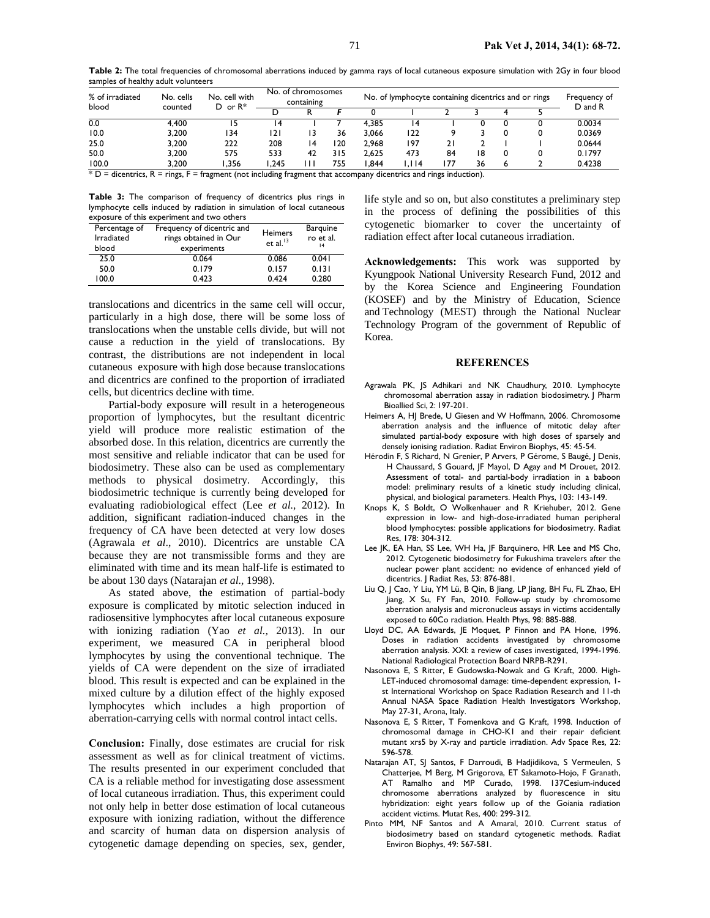**Table 2:** The total frequencies of chromosomal aberrations induced by gamma rays of local cutaneous exposure simulation with 2Gy in four blood samples of healthy adult volunteers

| % of irradiated blood | No. cells counted | No. cell with D or R* | No. of chromosomes containing | | | No. of lymphocyte containing dicentrics and or rings | | | | | | Frequency of D and R |
|---|---|---|---|---|---|---|---|---|---|---|---|---|
| | | | D | R | *F* | 0 | 1 | 2 | 3 | 4 | 5 | |
| 0.0 | 4,400 | 15 | 14 | 1 | 7 | 4,385 | 14 | 1 | 0 | 0 | 0 | 0.0034 |
| 10.0 | 3,200 | 134 | 121 | 13 | 36 | 3,066 | 122 | 9 | 3 | 0 | 0 | 0.0369 |
| 25.0 | 3,200 | 222 | 208 | 14 | 120 | 2,968 | 197 | 21 | 2 | 1 | 1 | 0.0644 |
| 50.0 | 3,200 | 575 | 533 | 42 | 315 | 2,625 | 473 | 84 | 18 | 0 | 0 | 0.1797 |
| 100.0 | 3,200 | 1,356 | 1,245 | 111 | 755 | 1,844 | 1,114 | 177 | 36 | 6 | 2 | 0.4238 |

* D = dicentrics, R = rings, F = fragment (not including fragment that accompany dicentrics and rings induction).

**Table 3:** The comparison of frequency of dicentrics plus rings in lymphocyte cells induced by radiation in simulation of local cutaneous exposure of this experiment and two others

| Percentage of Irradiated blood | Frequency of dicentric and rings obtained in Our experiments | Heimers et al.[13] | Barquinero et al.[14] |
|---|---|---|---|
| 25.0 | 0.064 | 0.086 | 0.041 |
| 50.0 | 0.179 | 0.157 | 0.131 |
| 100.0 | 0.423 | 0.424 | 0.280 |

translocations and dicentrics in the same cell will occur, particularly in a high dose, there will be some loss of translocations when the unstable cells divide, but will not cause a reduction in the yield of translocations. By contrast, the distributions are not independent in local cutaneous exposure with high dose because translocations and dicentrics are confined to the proportion of irradiated cells, but dicentrics decline with time.

Partial-body exposure will result in a heterogeneous proportion of lymphocytes, but the resultant dicentric yield will produce more realistic estimation of the absorbed dose. In this relation, dicentrics are currently the most sensitive and reliable indicator that can be used for biodosimetry. These also can be used as complementary methods to physical dosimetry. Accordingly, this biodosimetric technique is currently being developed for evaluating radiobiological effect (Lee *et al.*, 2012). In addition, significant radiation-induced changes in the frequency of CA have been detected at very low doses (Agrawala *et al*., 2010). Dicentrics are unstable CA because they are not transmissible forms and they are eliminated with time and its mean half-life is estimated to be about 130 days (Natarajan *et al.*, 1998).

As stated above, the estimation of partial-body exposure is complicated by mitotic selection induced in radiosensitive lymphocytes after local cutaneous exposure with ionizing radiation (Yao *et al.,* 2013). In our experiment, we measured CA in peripheral blood lymphocytes by using the conventional technique. The yields of CA were dependent on the size of irradiated blood. This result is expected and can be explained in the mixed culture by a dilution effect of the highly exposed lymphocytes which includes a high proportion of aberration-carrying cells with normal control intact cells.

**Conclusion:** Finally, dose estimates are crucial for risk assessment as well as for clinical treatment of victims. The results presented in our experiment concluded that CA is a reliable method for investigating dose assessment of local cutaneous irradiation. Thus, this experiment could not only help in better dose estimation of local cutaneous exposure with ionizing radiation, without the difference and scarcity of human data on dispersion analysis of cytogenetic damage depending on species, sex, gender, life style and so on, but also constitutes a preliminary step in the process of defining the possibilities of this cytogenetic biomarker to cover the uncertainty of radiation effect after local cutaneous irradiation.

**Acknowledgements:** This work was supported by Kyungpook National University Research Fund, 2012 and by the Korea Science and Engineering Foundation (KOSEF) and by the Ministry of Education, Science and Technology (MEST) through the National Nuclear Technology Program of the government of Republic of Korea.

## REFERENCES

Agrawala PK, JS Adhikari and NK Chaudhury, 2010. Lymphocyte chromosomal aberration assay in radiation biodosimetry. J Pharm Bioallied Sci, 2: 197-201.

Heimers A, HJ Brede, U Giesen and W Hoffmann, 2006. Chromosome aberration analysis and the influence of mitotic delay after simulated partial-body exposure with high doses of sparsely and densely ionising radiation. Radiat Environ Biophys, 45: 45-54.

Hérodin F, S Richard, N Grenier, P Arvers, P Gérome, S Baugé, J Denis, H Chaussard, S Gouard, JF Mayol, D Agay and M Drouet, 2012. Assessment of total- and partial-body irradiation in a baboon model: preliminary results of a kinetic study including clinical, physical, and biological parameters. Health Phys, 103: 143-149.

Knops K, S Boldt, O Wolkenhauer and R Kriehuber, 2012. Gene expression in low- and high-dose-irradiated human peripheral blood lymphocytes: possible applications for biodosimetry. Radiat Res, 178: 304-312.

Lee JK, EA Han, SS Lee, WH Ha, JF Barquinero, HR Lee and MS Cho, 2012. Cytogenetic biodosimetry for Fukushima travelers after the nuclear power plant accident: no evidence of enhanced yield of dicentrics. J Radiat Res, 53: 876-881.

Liu Q, J Cao, Y Liu, YM Lü, B Qin, B Jiang, LP Jiang, BH Fu, FL Zhao, EH Jiang, X Su, FY Fan, 2010. Follow-up study by chromosome aberration analysis and micronucleus assays in victims accidentally exposed to 60Co radiation. Health Phys, 98: 885-888.

Lloyd DC, AA Edwards, JE Moquet, P Finnon and PA Hone, 1996. Doses in radiation accidents investigated by chromosome aberration analysis. XXI: a review of cases investigated, 1994-1996. National Radiological Protection Board NRPB-R291.

Nasonova E, S Ritter, E Gudowska-Nowak and G Kraft, 2000. High-LET-induced chromosomal damage: time-dependent expression, 1-st International Workshop on Space Radiation Research and 11-th Annual NASA Space Radiation Health Investigators Workshop, May 27-31, Arona, Italy.

Nasonova E, S Ritter, T Fomenkova and G Kraft, 1998. Induction of chromosomal damage in CHO-K1 and their repair deficient mutant xrs5 by X-ray and particle irradiation. Adv Space Res, 22: 596-578.

Natarajan AT, SJ Santos, F Darroudi, B Hadjidikova, S Vermeulen, S Chatterjee, M Berg, M Grigorova, ET Sakamoto-Hojo, F Granath, AT Ramalho and MP Curado, 1998. 137Cesium-induced chromosome aberrations analyzed by fluorescence in situ hybridization: eight years follow up of the Goiania radiation accident victims. Mutat Res, 400: 299-312.

Pinto MM, NF Santos and A Amaral, 2010. Current status of biodosimetry based on standard cytogenetic methods. Radiat Environ Biophys, 49: 567-581.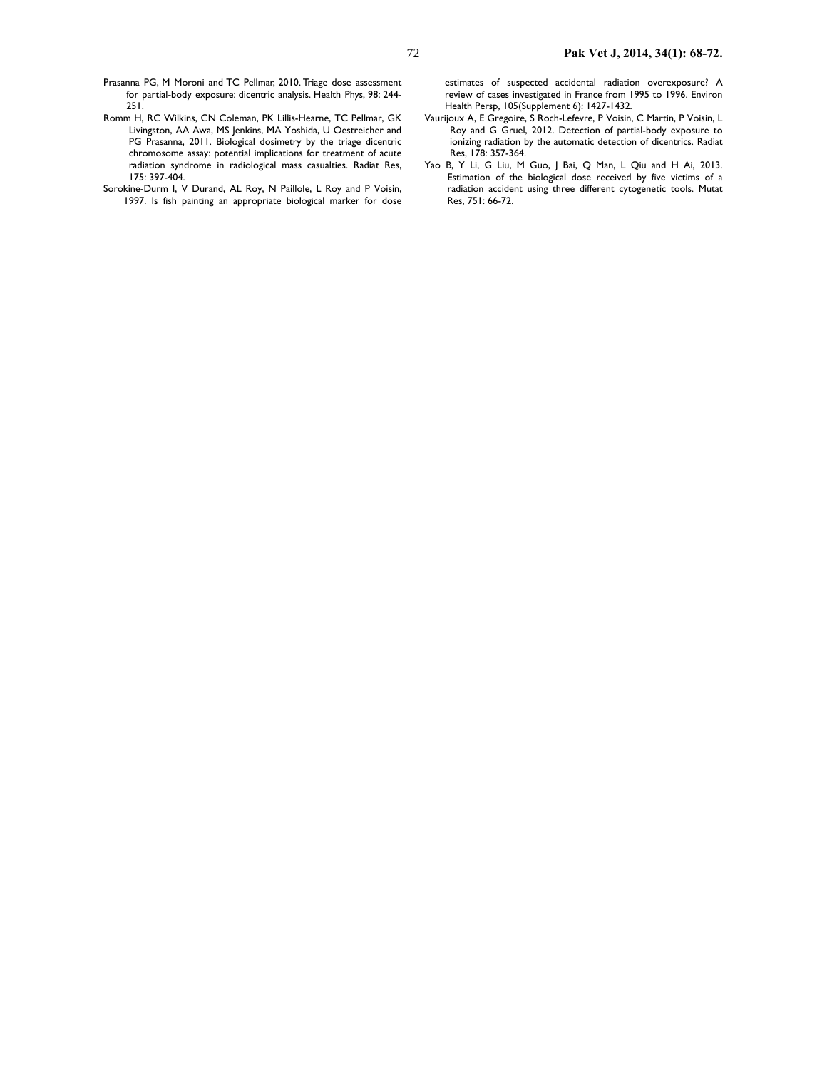Prasanna PG, M Moroni and TC Pellmar, 2010. Triage dose assessment for partial-body exposure: dicentric analysis. Health Phys, 98: 244-251.

Romm H, RC Wilkins, CN Coleman, PK Lillis-Hearne, TC Pellmar, GK Livingston, AA Awa, MS Jenkins, MA Yoshida, U Oestreicher and PG Prasanna, 2011. Biological dosimetry by the triage dicentric chromosome assay: potential implications for treatment of acute radiation syndrome in radiological mass casualties. Radiat Res, 175: 397-404.

Sorokine-Durm I, V Durand, AL Roy, N Paillole, L Roy and P Voisin, 1997. Is fish painting an appropriate biological marker for dose estimates of suspected accidental radiation overexposure? A review of cases investigated in France from 1995 to 1996. Environ Health Persp, 105(Supplement 6): 1427-1432.

Vaurijoux A, E Gregoire, S Roch-Lefevre, P Voisin, C Martin, P Voisin, L Roy and G Gruel, 2012. Detection of partial-body exposure to ionizing radiation by the automatic detection of dicentrics. Radiat Res, 178: 357-364.

Yao B, Y Li, G Liu, M Guo, J Bai, Q Man, L Qiu and H Ai, 2013. Estimation of the biological dose received by five victims of a radiation accident using three different cytogenetic tools. Mutat Res, 751: 66-72.